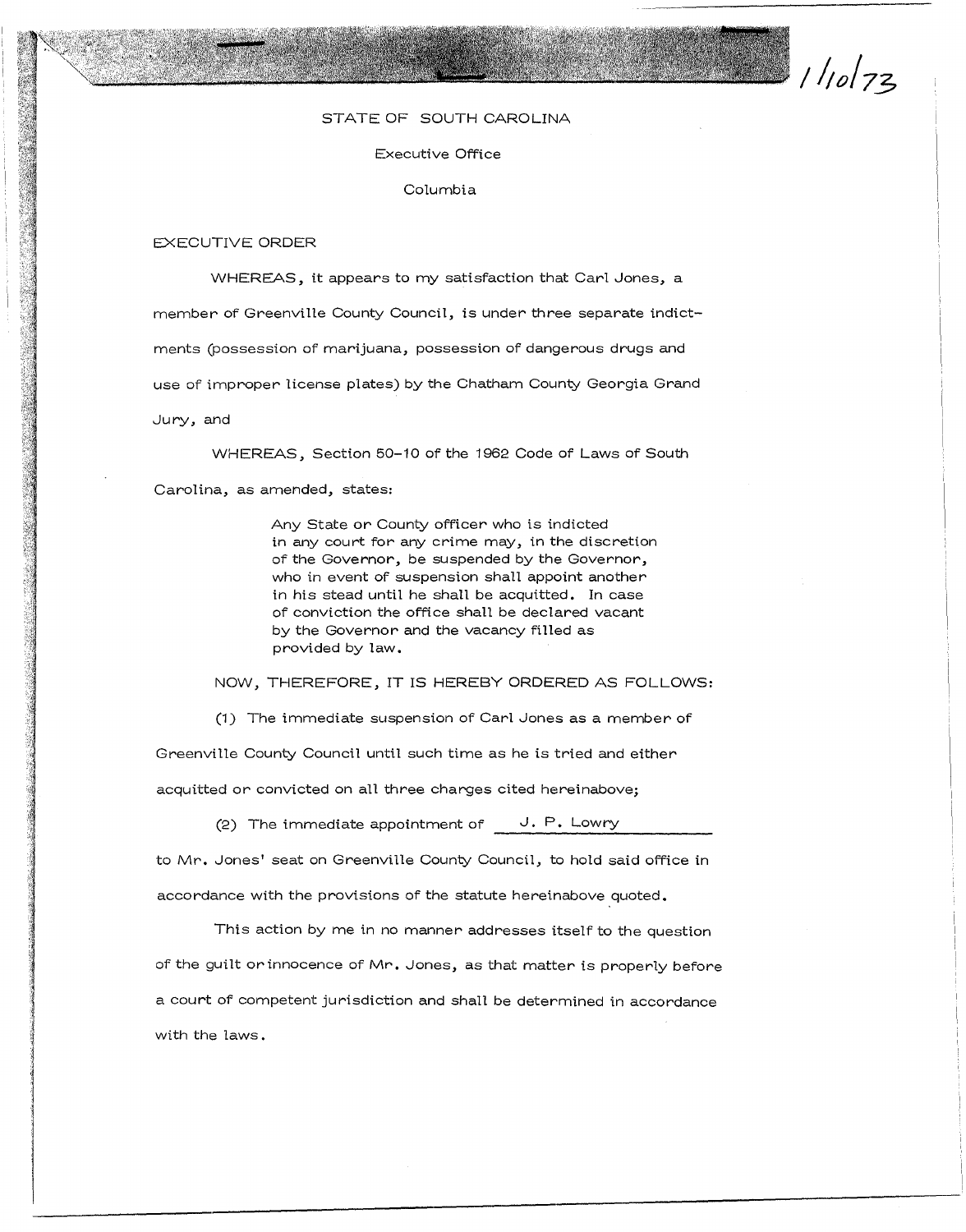1/10/73

STATE OF SOUTH CAROLINA

Executive Office

Columbia

EXECUTIVE ORDER

WHEREAS, it appears to my satisfaction that Carl Jones, a member of Greenville County Council, is under three separate indictments (possession of marijuana, possession of dangerous drugs and use of improper license plates) by the Chatham County Georgia Grand Jury, and

WHEREAS, Section 50-10 of the 1962 Code of Laws of South Carolina, as amended, states:

> Any State or County officer who is indicted in any court for any crime may, in the discretion of the Governor, be suspended by the Governor, who in event of suspension shall appoint another in his stead until he shall be acquitted. In case of conviction the office shall be declared vacant by the Governor and the vacancy filled as provided by law.

NOW, THEREFORE, IT IS HEREBY ORDERED AS FOLLOWS:

(1) The immediate suspension of Carl Jones as a member of Greenville County Council until such time as he is tried and either acquitted or convicted on all three charges cited hereinabove;

(2) The immediate appointment of J. P. Lowry to Mr. Jones' seat on Greenville County Council, to hold said office in accordance with the provisions of the statute hereinabove quoted.

This action by me in no manner addresses itself to the question of the guilt or innocence of Mr. Jones, as that matter is properly before a court of competent jurisdiction and shall be determined in accordance with the laws.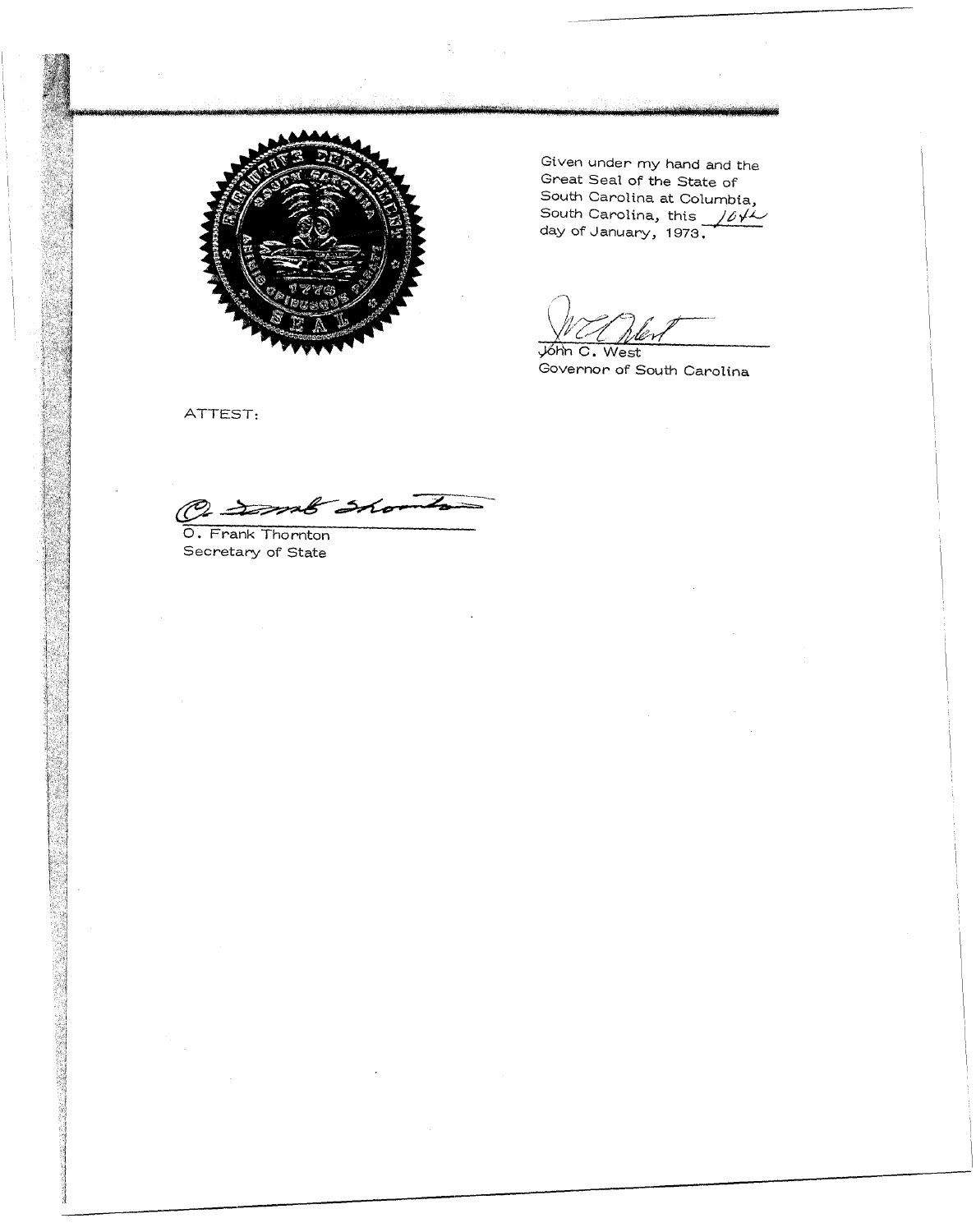Given under my hand and the Great Seal of the State of South Carolina at Columbia, South Carolina, this 10th day of January, 1973.

John C. West
Governor of South Carolina

ATTEST:

O. Frank Thornton
Secretary of State